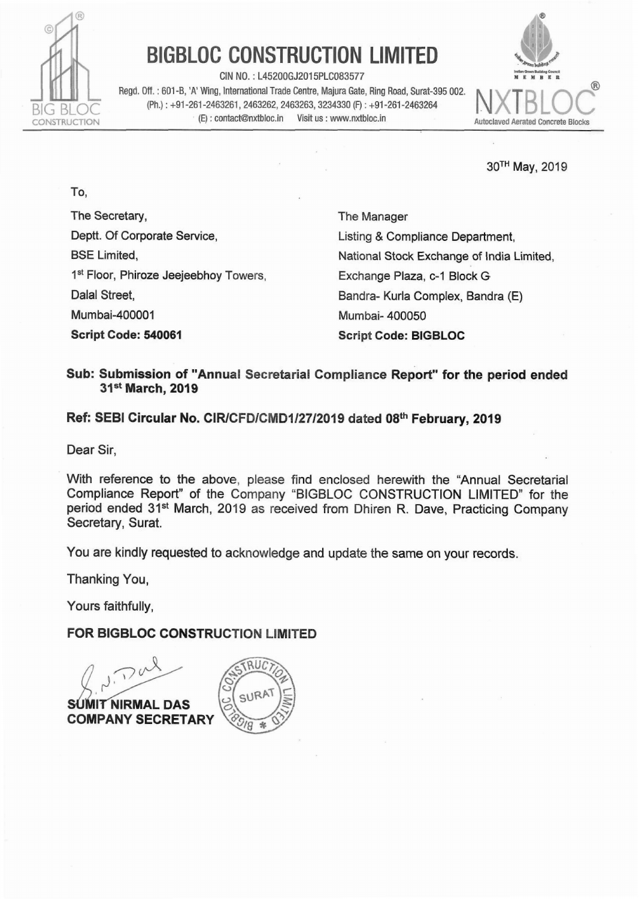# BIGBLOC CONSTRUCTION LIMITED

CIN NO. : L45200GJ2015PLC083577

Regd. Off. : 601-B, 'A' Wing, International Trade Centre, Majura Gate, Ring Road, Surat-395 002.
(Ph.) : +91-261-2463261, 2463262, 2463263, 3234330 (F) : +91-261-2463264
(E) : contact@nxtbloc.in Visit us : www.nxtbloc.in

NXTBLOC — Autoclaved Aerated Concrete Blocks

30TH May, 2019

To,

The Secretary,
Deptt. Of Corporate Service,
BSE Limited,
1st Floor, Phiroze Jeejeebhoy Towers,
Dalal Street,
Mumbai-400001
**Script Code: 540061**

The Manager
Listing & Compliance Department,
National Stock Exchange of India Limited,
Exchange Plaza, c-1 Block G
Bandra- Kurla Complex, Bandra (E)
Mumbai- 400050
**Script Code: BIGBLOC**

**Sub: Submission of "Annual Secretarial Compliance Report" for the period ended 31st March, 2019**

**Ref: SEBI Circular No. CIR/CFD/CMD1/27/2019 dated 08th February, 2019**

Dear Sir,

With reference to the above, please find enclosed herewith the "Annual Secretarial Compliance Report" of the Company "BIGBLOC CONSTRUCTION LIMITED" for the period ended 31st March, 2019 as received from Dhiren R. Dave, Practicing Company Secretary, Surat.

You are kindly requested to acknowledge and update the same on your records.

Thanking You,

Yours faithfully,

**FOR BIGBLOC CONSTRUCTION LIMITED**

**SUMIT NIRMAL DAS**
**COMPANY SECRETARY**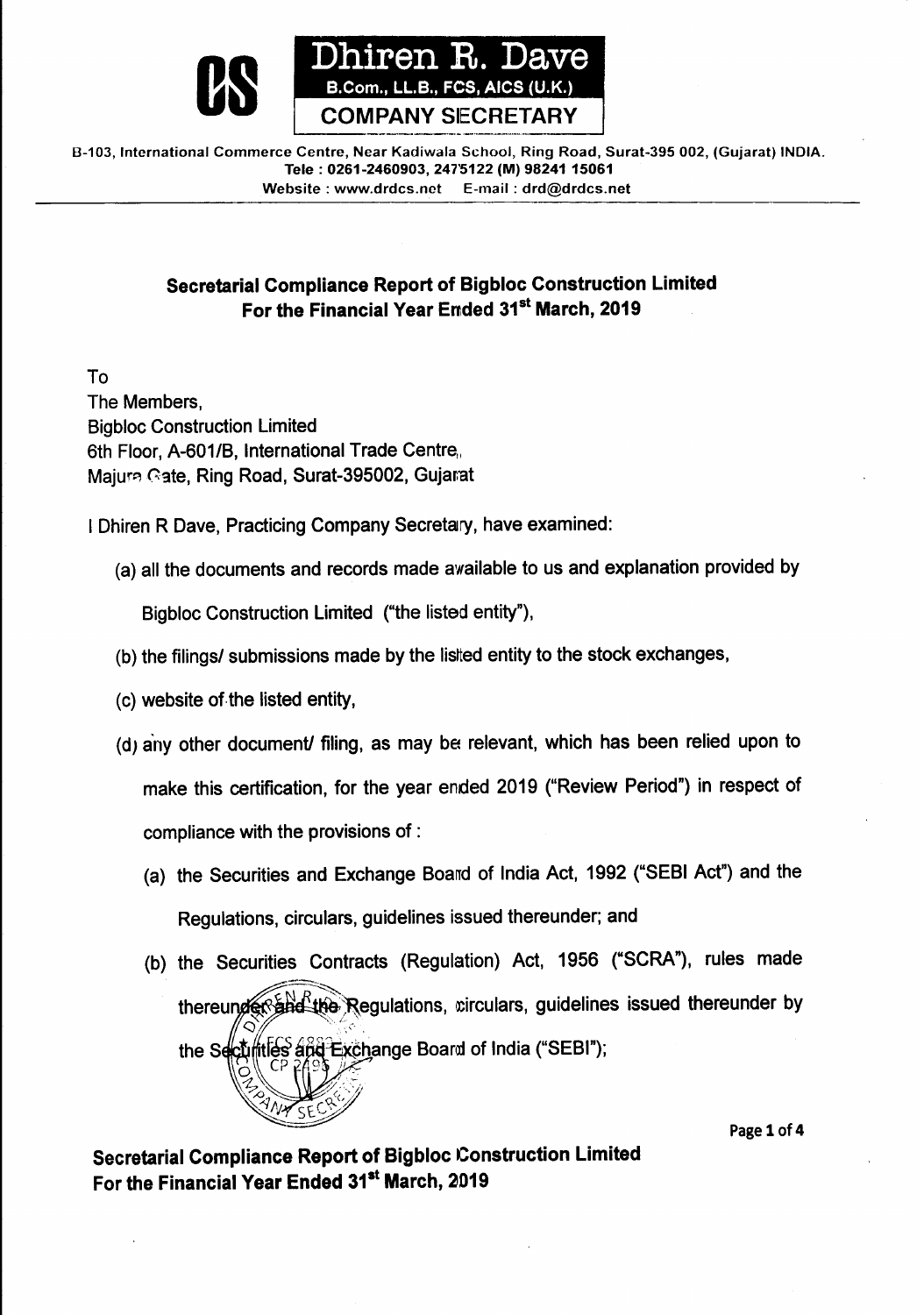# Dhiren R. Dave

**B.Com., LL.B., FCS, AICS (U.K.)**

**COMPANY SECRETARY**

B-103, International Commerce Centre, Near Kadiwala School, Ring Road, Surat-395 002, (Gujarat) INDIA.
Tele : 0261-2460903, 2475122 (M) 98241 15061
Website : www.drdcs.net E-mail : drd@drdcs.net

## Secretarial Compliance Report of Bigbloc Construction Limited For the Financial Year Ended 31st March, 2019

To
The Members,
Bigbloc Construction Limited
6th Floor, A-601/B, International Trade Centre,
Majura Gate, Ring Road, Surat-395002, Gujarat

I Dhiren R Dave, Practicing Company Secretary, have examined:

(a) all the documents and records made available to us and explanation provided by Bigbloc Construction Limited ("the listed entity"),

(b) the filings/ submissions made by the listed entity to the stock exchanges,

(c) website of the listed entity,

(d) any other document/ filing, as may be relevant, which has been relied upon to make this certification, for the year ended 2019 ("Review Period") in respect of compliance with the provisions of :

(a) the Securities and Exchange Board of India Act, 1992 ("SEBI Act") and the Regulations, circulars, guidelines issued thereunder; and

(b) the Securities Contracts (Regulation) Act, 1956 ("SCRA"), rules made thereunder and the Regulations, circulars, guidelines issued thereunder by the Securities and Exchange Board of India ("SEBI");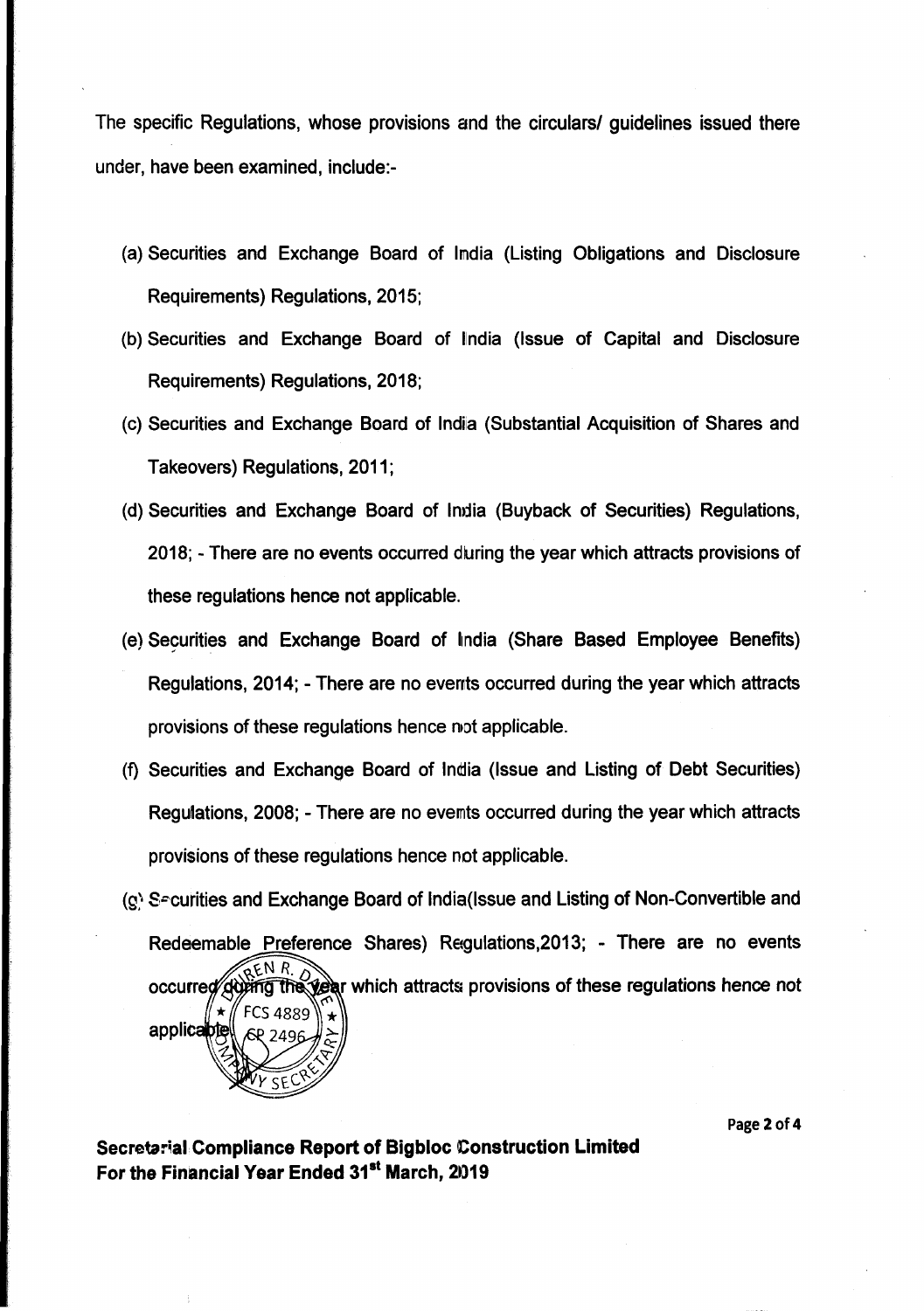The specific Regulations, whose provisions and the circulars/ guidelines issued there under, have been examined, include:-

(a) Securities and Exchange Board of India (Listing Obligations and Disclosure Requirements) Regulations, 2015;

(b) Securities and Exchange Board of India (Issue of Capital and Disclosure Requirements) Regulations, 2018;

(c) Securities and Exchange Board of India (Substantial Acquisition of Shares and Takeovers) Regulations, 2011;

(d) Securities and Exchange Board of India (Buyback of Securities) Regulations, 2018; - There are no events occurred during the year which attracts provisions of these regulations hence not applicable.

(e) Securities and Exchange Board of India (Share Based Employee Benefits) Regulations, 2014; - There are no events occurred during the year which attracts provisions of these regulations hence not applicable.

(f) Securities and Exchange Board of India (Issue and Listing of Debt Securities) Regulations, 2008; - There are no events occurred during the year which attracts provisions of these regulations hence not applicable.

(g) Securities and Exchange Board of India(Issue and Listing of Non-Convertible and Redeemable Preference Shares) Regulations,2013; - There are no events occurred during the year which attracts provisions of these regulations hence not applicable.

**Secretarial Compliance Report of Bigbloc Construction Limited For the Financial Year Ended 31st March, 2019**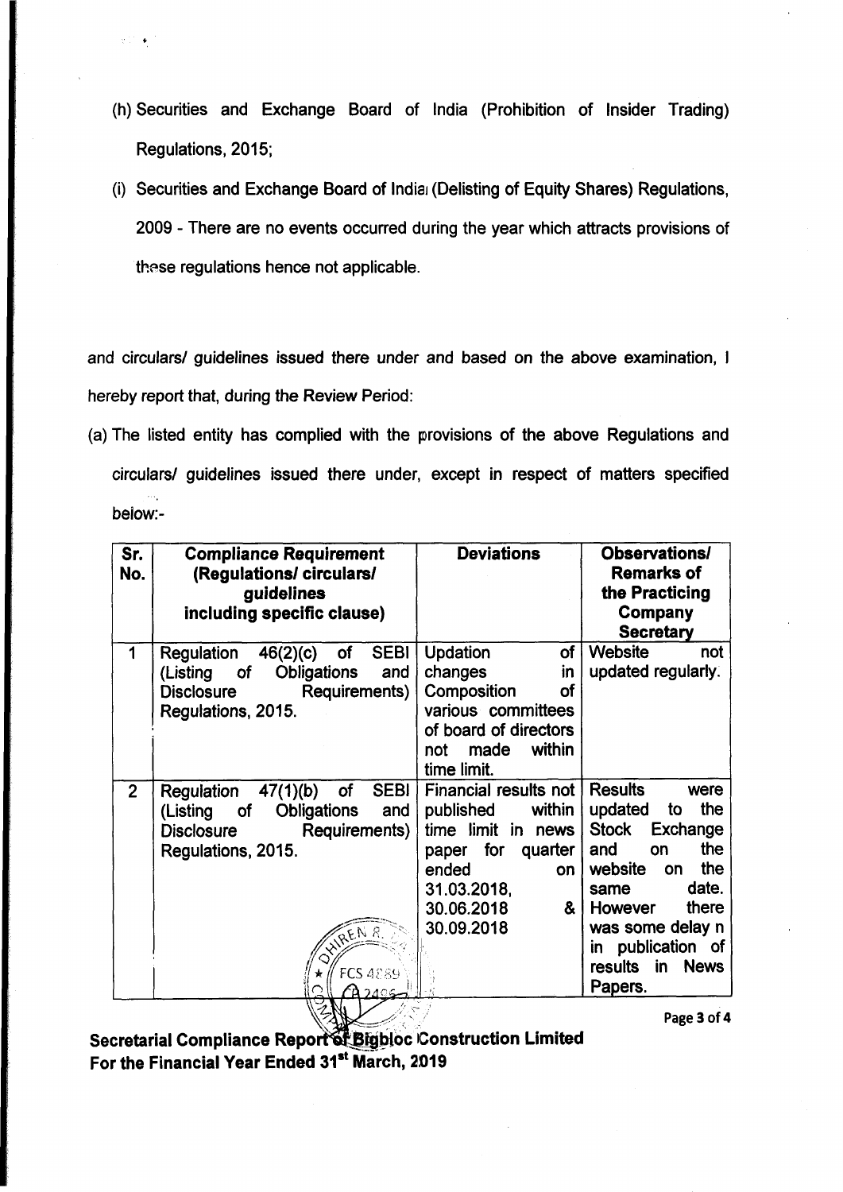(h) Securities and Exchange Board of India (Prohibition of Insider Trading) Regulations, 2015;

(i) Securities and Exchange Board of India (Delisting of Equity Shares) Regulations, 2009 - There are no events occurred during the year which attracts provisions of these regulations hence not applicable.

and circulars/ guidelines issued there under and based on the above examination, I hereby report that, during the Review Period:

(a) The listed entity has complied with the provisions of the above Regulations and circulars/ guidelines issued there under, except in respect of matters specified below:-

| Sr. No. | Compliance Requirement (Regulations/ circulars/ guidelines including specific clause) | Deviations | Observations/ Remarks of the Practicing Company Secretary |
|---|---|---|---|
| 1 | Regulation 46(2)(c) of SEBI (Listing of Obligations and Disclosure Requirements) Regulations, 2015. | Updation of changes in Composition of various committees of board of directors not made within time limit. | Website not updated regularly. |
| 2 | Regulation 47(1)(b) of SEBI (Listing of Obligations and Disclosure Requirements) Regulations, 2015. | Financial results not published within time limit in news paper for quarter ended on 31.03.2018, 30.06.2018 & 30.09.2018 | Results were updated to the Stock Exchange and on the website on the same date. However there was some delay n in publication of results in News Papers. |

**Secretarial Compliance Report of Bigbloc Construction Limited**
**For the Financial Year Ended 31st March, 2019**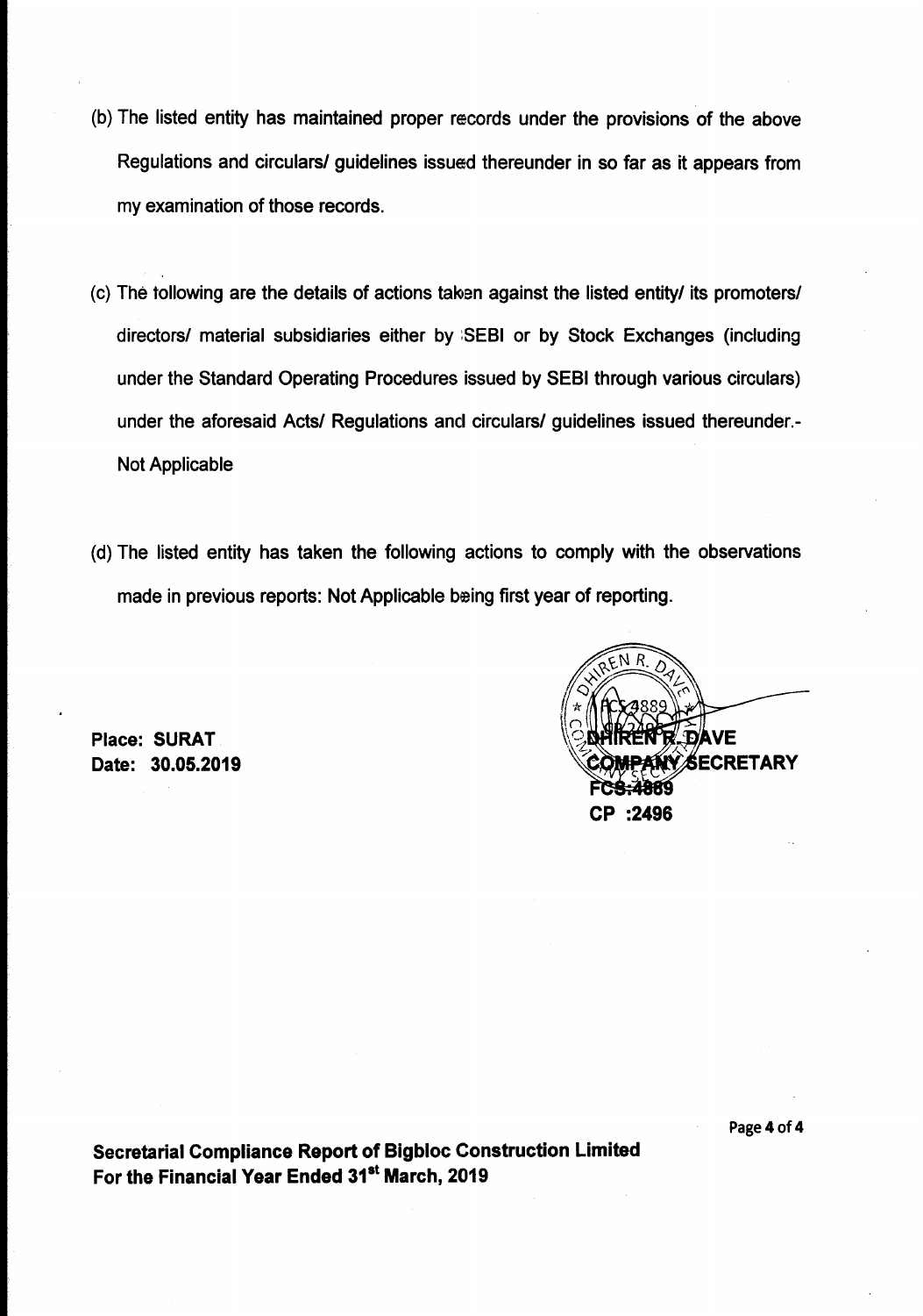(b) The listed entity has maintained proper records under the provisions of the above Regulations and circulars/ guidelines issued thereunder in so far as it appears from my examination of those records.

(c) The following are the details of actions taken against the listed entity/ its promoters/ directors/ material subsidiaries either by SEBI or by Stock Exchanges (including under the Standard Operating Procedures issued by SEBI through various circulars) under the aforesaid Acts/ Regulations and circulars/ guidelines issued thereunder.- Not Applicable

(d) The listed entity has taken the following actions to comply with the observations made in previous reports: Not Applicable being first year of reporting.

**Place: SURAT**
**Date: 30.05.2019**

**DHIREN R. DAVE**
**COMPANY SECRETARY**
**FCS:4889**
**CP :2496**

**Secretarial Compliance Report of Bigbloc Construction Limited**
**For the Financial Year Ended 31st March, 2019**